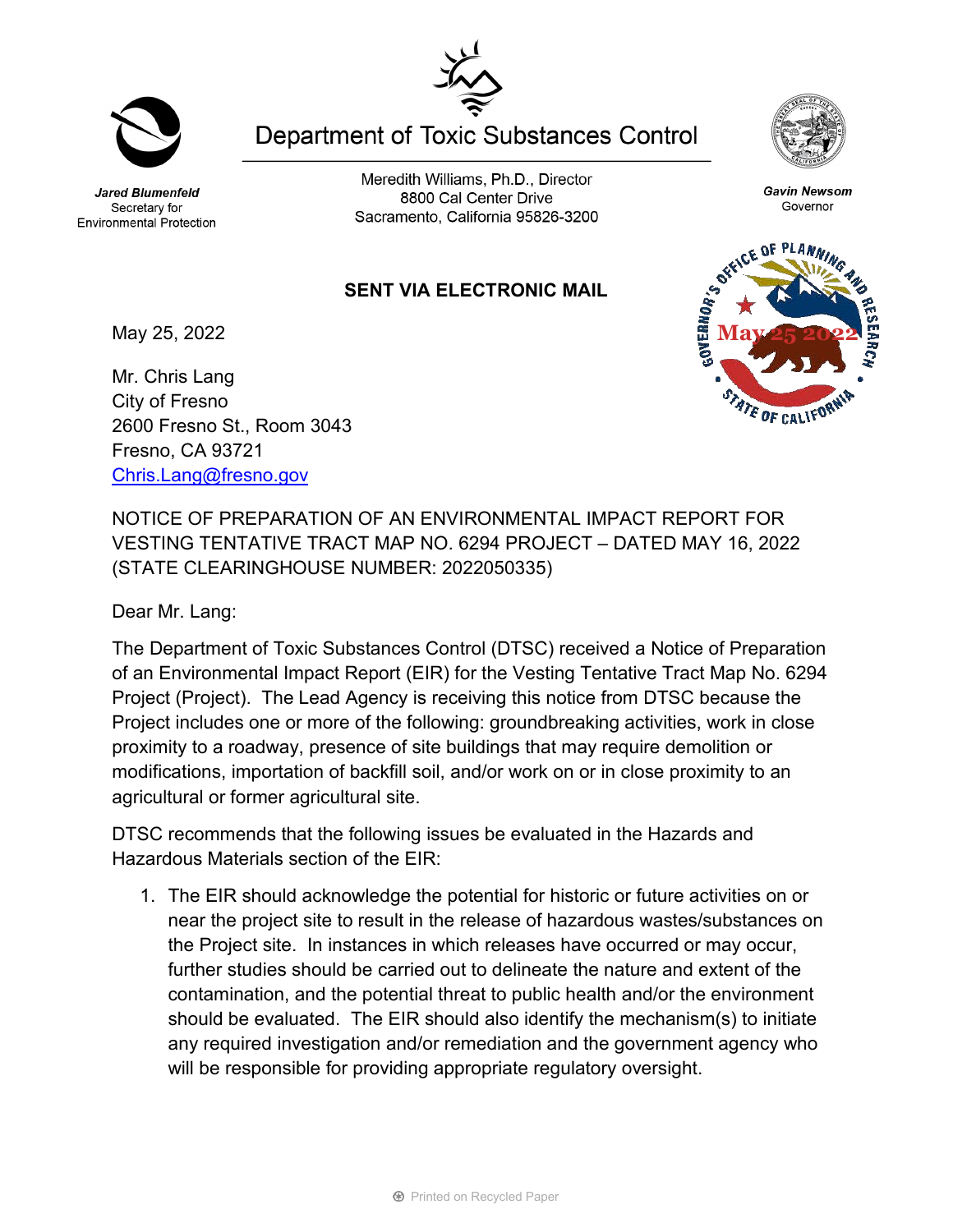Jared Blumenfeld
Secretary for
Environmental Protection

# Department of Toxic Substances Control

Meredith Williams, Ph.D., Director
8800 Cal Center Drive
Sacramento, California 95826-3200

Gavin Newsom
Governor

GOVERNOR'S OFFICE OF PLANNING AND RESEARCH
May 25 2022
STATE OF CALIFORNIA

**SENT VIA ELECTRONIC MAIL**

May 25, 2022

Mr. Chris Lang
City of Fresno
2600 Fresno St., Room 3043
Fresno, CA 93721
Chris.Lang@fresno.gov

NOTICE OF PREPARATION OF AN ENVIRONMENTAL IMPACT REPORT FOR VESTING TENTATIVE TRACT MAP NO. 6294 PROJECT – DATED MAY 16, 2022 (STATE CLEARINGHOUSE NUMBER: 2022050335)

Dear Mr. Lang:

The Department of Toxic Substances Control (DTSC) received a Notice of Preparation of an Environmental Impact Report (EIR) for the Vesting Tentative Tract Map No. 6294 Project (Project). The Lead Agency is receiving this notice from DTSC because the Project includes one or more of the following: groundbreaking activities, work in close proximity to a roadway, presence of site buildings that may require demolition or modifications, importation of backfill soil, and/or work on or in close proximity to an agricultural or former agricultural site.

DTSC recommends that the following issues be evaluated in the Hazards and Hazardous Materials section of the EIR:

1. The EIR should acknowledge the potential for historic or future activities on or near the project site to result in the release of hazardous wastes/substances on the Project site. In instances in which releases have occurred or may occur, further studies should be carried out to delineate the nature and extent of the contamination, and the potential threat to public health and/or the environment should be evaluated. The EIR should also identify the mechanism(s) to initiate any required investigation and/or remediation and the government agency who will be responsible for providing appropriate regulatory oversight.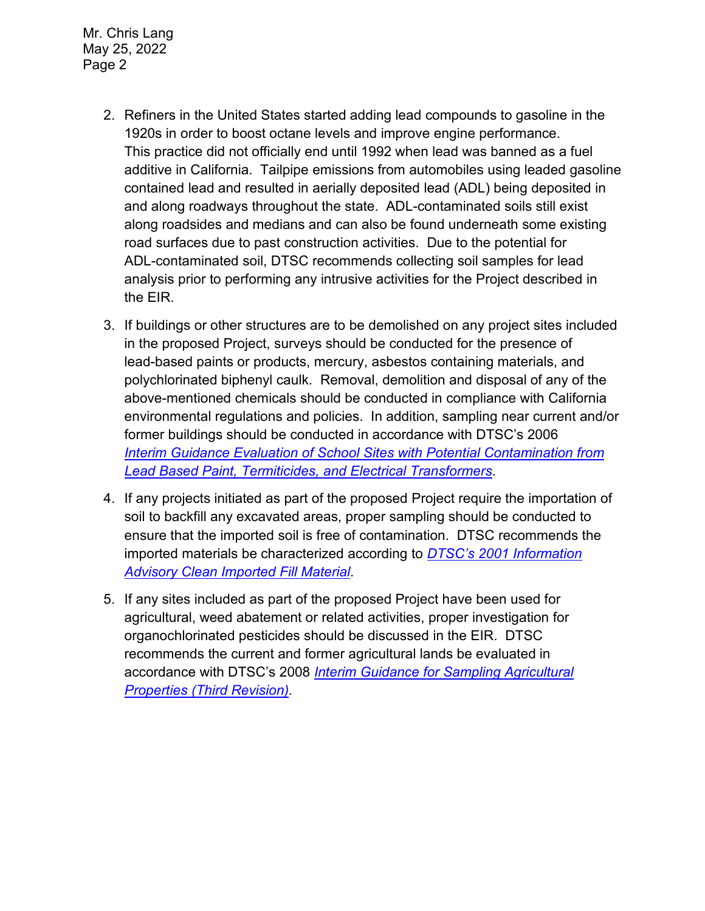2. Refiners in the United States started adding lead compounds to gasoline in the 1920s in order to boost octane levels and improve engine performance. This practice did not officially end until 1992 when lead was banned as a fuel additive in California. Tailpipe emissions from automobiles using leaded gasoline contained lead and resulted in aerially deposited lead (ADL) being deposited in and along roadways throughout the state. ADL-contaminated soils still exist along roadsides and medians and can also be found underneath some existing road surfaces due to past construction activities. Due to the potential for ADL-contaminated soil, DTSC recommends collecting soil samples for lead analysis prior to performing any intrusive activities for the Project described in the EIR.

3. If buildings or other structures are to be demolished on any project sites included in the proposed Project, surveys should be conducted for the presence of lead-based paints or products, mercury, asbestos containing materials, and polychlorinated biphenyl caulk. Removal, demolition and disposal of any of the above-mentioned chemicals should be conducted in compliance with California environmental regulations and policies. In addition, sampling near current and/or former buildings should be conducted in accordance with DTSC's 2006 *Interim Guidance Evaluation of School Sites with Potential Contamination from Lead Based Paint, Termiticides, and Electrical Transformers*.

4. If any projects initiated as part of the proposed Project require the importation of soil to backfill any excavated areas, proper sampling should be conducted to ensure that the imported soil is free of contamination. DTSC recommends the imported materials be characterized according to *DTSC's 2001 Information Advisory Clean Imported Fill Material*.

5. If any sites included as part of the proposed Project have been used for agricultural, weed abatement or related activities, proper investigation for organochlorinated pesticides should be discussed in the EIR. DTSC recommends the current and former agricultural lands be evaluated in accordance with DTSC's 2008 *Interim Guidance for Sampling Agricultural Properties (Third Revision)*.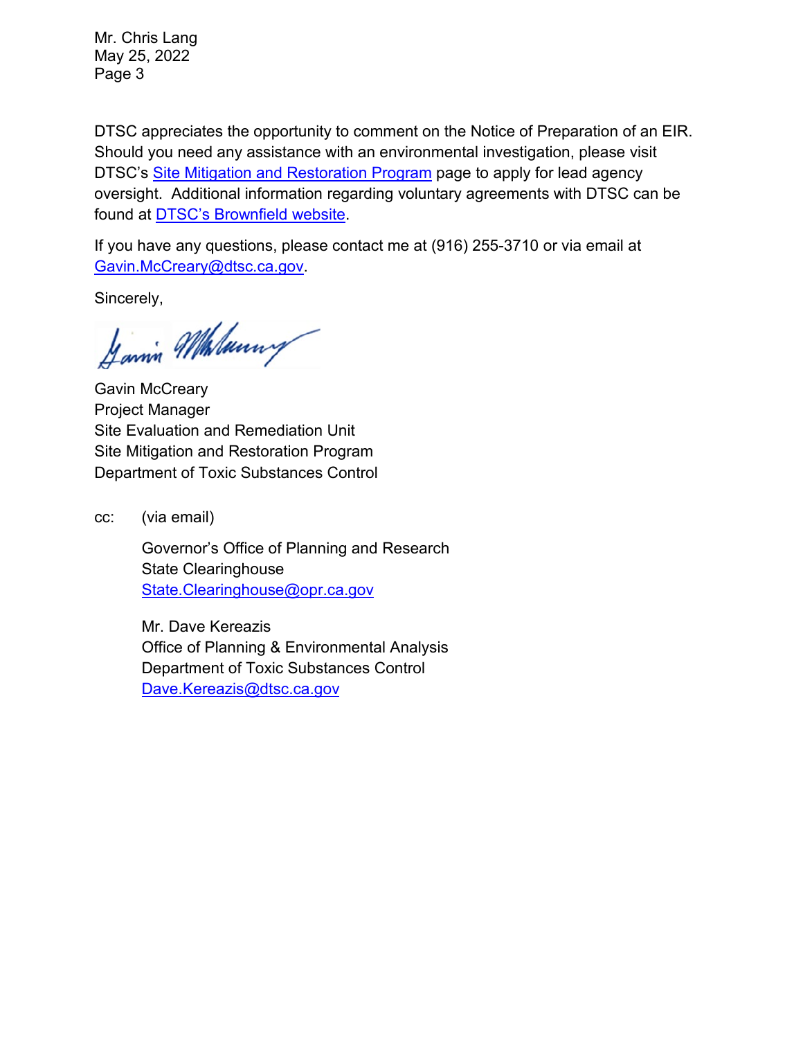Mr. Chris Lang
May 25, 2022

DTSC appreciates the opportunity to comment on the Notice of Preparation of an EIR. Should you need any assistance with an environmental investigation, please visit DTSC's Site Mitigation and Restoration Program page to apply for lead agency oversight. Additional information regarding voluntary agreements with DTSC can be found at DTSC's Brownfield website.

If you have any questions, please contact me at (916) 255-3710 or via email at Gavin.McCreary@dtsc.ca.gov.

Sincerely,

Gavin McCreary
Project Manager
Site Evaluation and Remediation Unit
Site Mitigation and Restoration Program
Department of Toxic Substances Control

cc: (via email)

Governor's Office of Planning and Research
State Clearinghouse
State.Clearinghouse@opr.ca.gov

Mr. Dave Kereazis
Office of Planning & Environmental Analysis
Department of Toxic Substances Control
Dave.Kereazis@dtsc.ca.gov